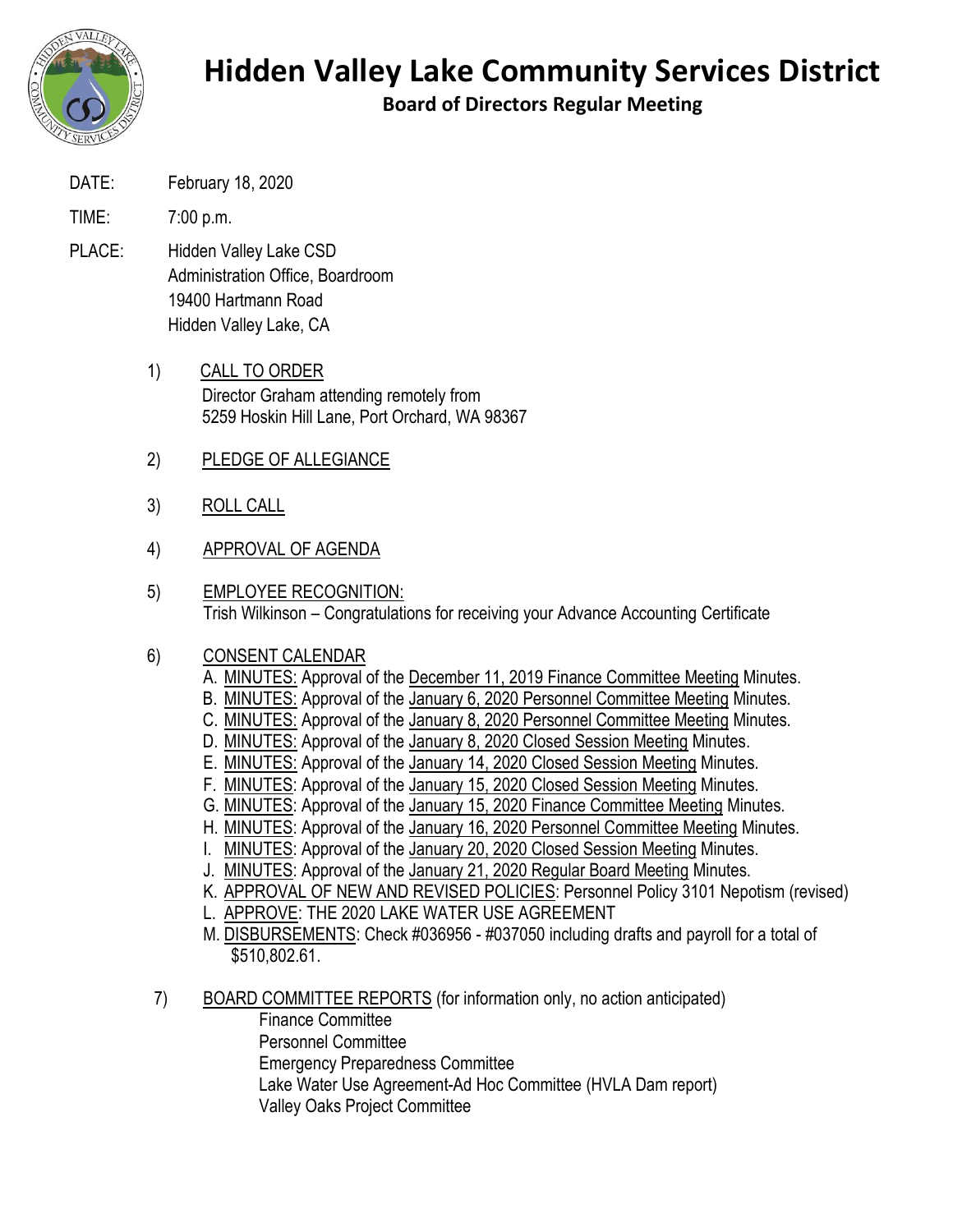# Hidden Valley Lake Community Services District

## Board of Directors Regular Meeting

DATE: February 18, 2020

TIME: 7:00 p.m.

PLACE: Hidden Valley Lake CSD
Administration Office, Boardroom
19400 Hartmann Road
Hidden Valley Lake, CA

1) CALL TO ORDER
   Director Graham attending remotely from
   5259 Hoskin Hill Lane, Port Orchard, WA 98367

2) PLEDGE OF ALLEGIANCE

3) ROLL CALL

4) APPROVAL OF AGENDA

5) EMPLOYEE RECOGNITION:
   Trish Wilkinson – Congratulations for receiving your Advance Accounting Certificate

6) CONSENT CALENDAR
   A. MINUTES: Approval of the December 11, 2019 Finance Committee Meeting Minutes.
   B. MINUTES: Approval of the January 6, 2020 Personnel Committee Meeting Minutes.
   C. MINUTES: Approval of the January 8, 2020 Personnel Committee Meeting Minutes.
   D. MINUTES: Approval of the January 8, 2020 Closed Session Meeting Minutes.
   E. MINUTES: Approval of the January 14, 2020 Closed Session Meeting Minutes.
   F. MINUTES: Approval of the January 15, 2020 Closed Session Meeting Minutes.
   G. MINUTES: Approval of the January 15, 2020 Finance Committee Meeting Minutes.
   H. MINUTES: Approval of the January 16, 2020 Personnel Committee Meeting Minutes.
   I. MINUTES: Approval of the January 20, 2020 Closed Session Meeting Minutes.
   J. MINUTES: Approval of the January 21, 2020 Regular Board Meeting Minutes.
   K. APPROVAL OF NEW AND REVISED POLICIES: Personnel Policy 3101 Nepotism (revised)
   L. APPROVE: THE 2020 LAKE WATER USE AGREEMENT
   M. DISBURSEMENTS: Check #036956 - #037050 including drafts and payroll for a total of $510,802.61.

7) BOARD COMMITTEE REPORTS (for information only, no action anticipated)
   Finance Committee
   Personnel Committee
   Emergency Preparedness Committee
   Lake Water Use Agreement-Ad Hoc Committee (HVLA Dam report)
   Valley Oaks Project Committee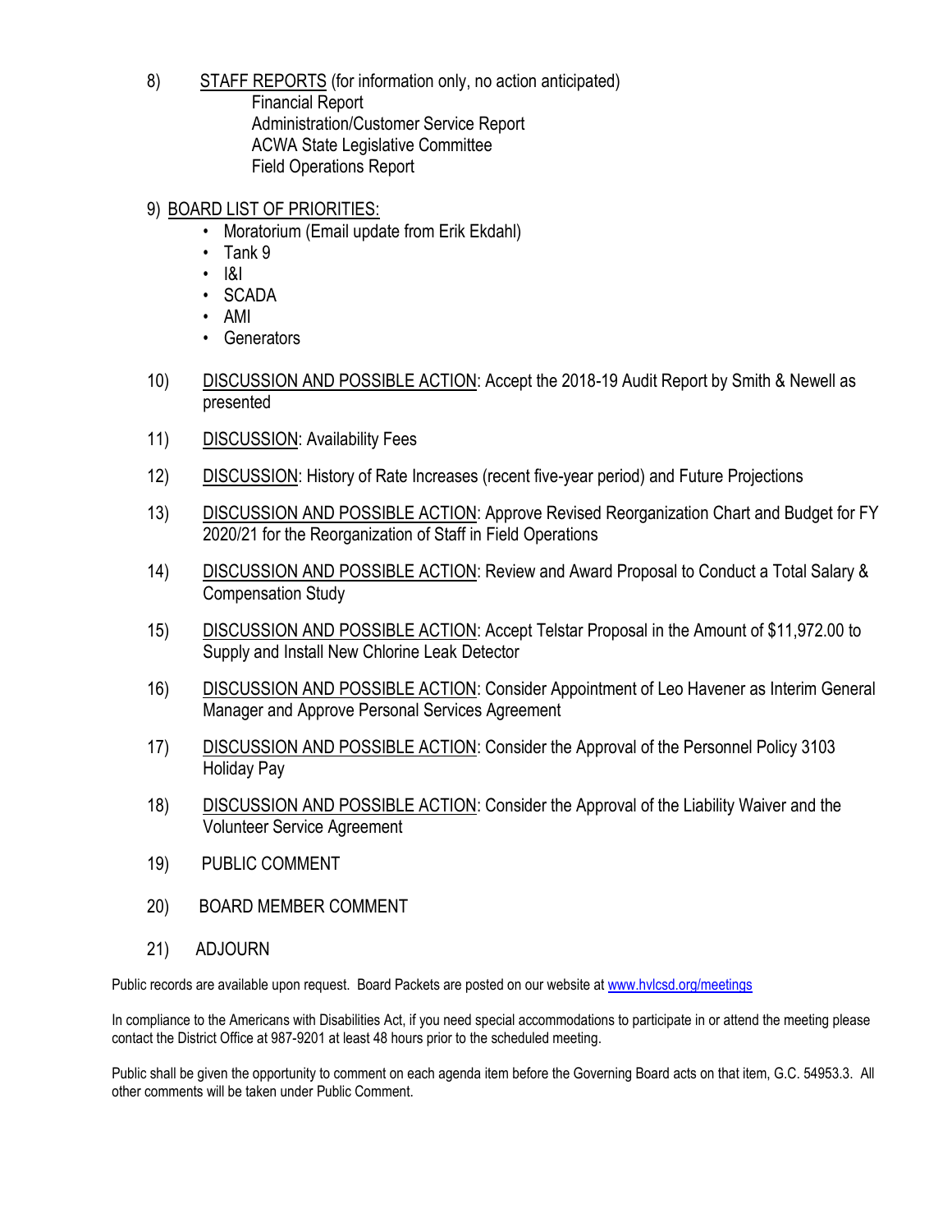8) STAFF REPORTS (for information only, no action anticipated)
   Financial Report
   Administration/Customer Service Report
   ACWA State Legislative Committee
   Field Operations Report

9) BOARD LIST OF PRIORITIES:
   - Moratorium (Email update from Erik Ekdahl)
   - Tank 9
   - I&I
   - SCADA
   - AMI
   - Generators

10) DISCUSSION AND POSSIBLE ACTION: Accept the 2018-19 Audit Report by Smith & Newell as presented

11) DISCUSSION: Availability Fees

12) DISCUSSION: History of Rate Increases (recent five-year period) and Future Projections

13) DISCUSSION AND POSSIBLE ACTION: Approve Revised Reorganization Chart and Budget for FY 2020/21 for the Reorganization of Staff in Field Operations

14) DISCUSSION AND POSSIBLE ACTION: Review and Award Proposal to Conduct a Total Salary & Compensation Study

15) DISCUSSION AND POSSIBLE ACTION: Accept Telstar Proposal in the Amount of $11,972.00 to Supply and Install New Chlorine Leak Detector

16) DISCUSSION AND POSSIBLE ACTION: Consider Appointment of Leo Havener as Interim General Manager and Approve Personal Services Agreement

17) DISCUSSION AND POSSIBLE ACTION: Consider the Approval of the Personnel Policy 3103 Holiday Pay

18) DISCUSSION AND POSSIBLE ACTION: Consider the Approval of the Liability Waiver and the Volunteer Service Agreement

19) PUBLIC COMMENT

20) BOARD MEMBER COMMENT

21) ADJOURN

Public records are available upon request. Board Packets are posted on our website at [www.hvlcsd.org/meetings](www.hvlcsd.org/meetings)

In compliance to the Americans with Disabilities Act, if you need special accommodations to participate in or attend the meeting please contact the District Office at 987-9201 at least 48 hours prior to the scheduled meeting.

Public shall be given the opportunity to comment on each agenda item before the Governing Board acts on that item, G.C. 54953.3. All other comments will be taken under Public Comment.